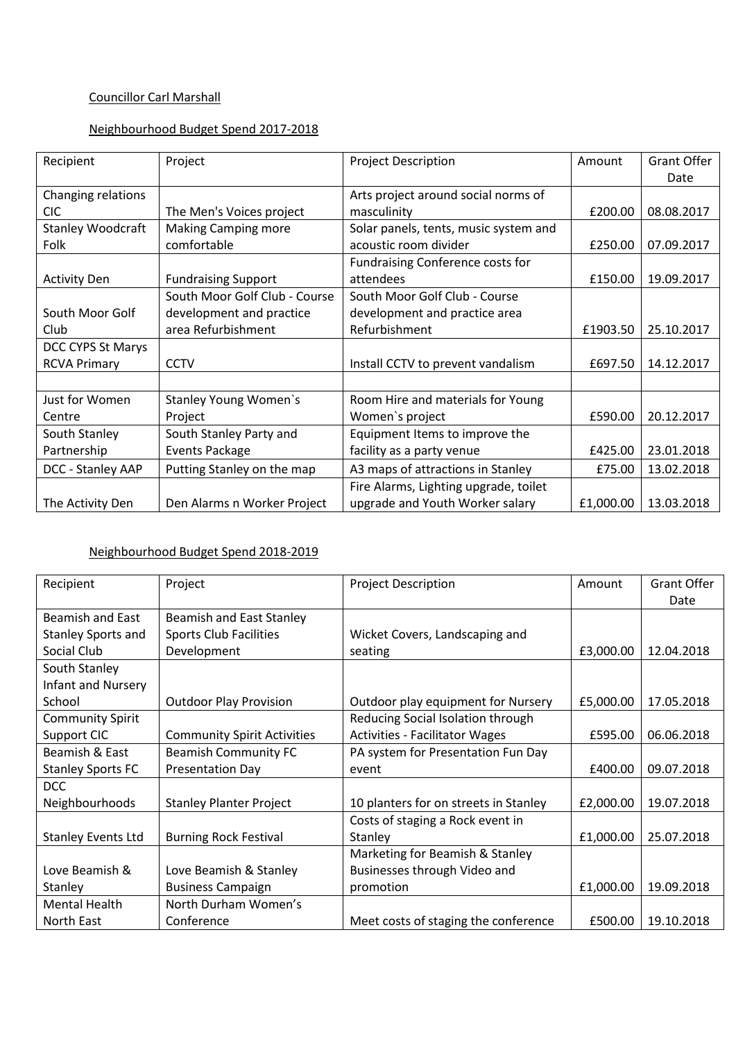Councillor Carl Marshall

Neighbourhood Budget Spend 2017-2018

| Recipient | Project | Project Description | Amount | Grant Offer Date |
|---|---|---|---|---|
| Changing relations CIC | The Men's Voices project | Arts project around social norms of masculinity | £200.00 | 08.08.2017 |
| Stanley Woodcraft Folk | Making Camping more comfortable | Solar panels, tents, music system and acoustic room divider | £250.00 | 07.09.2017 |
| Activity Den | Fundraising Support | Fundraising Conference costs for attendees | £150.00 | 19.09.2017 |
| South Moor Golf Club | South Moor Golf Club - Course development and practice area Refurbishment | South Moor Golf Club - Course development and practice area Refurbishment | £1903.50 | 25.10.2017 |
| DCC CYPS St Marys RCVA Primary | CCTV | Install CCTV to prevent vandalism | £697.50 | 14.12.2017 |
| | | | | |
| Just for Women Centre | Stanley Young Women`s Project | Room Hire and materials for Young Women`s project | £590.00 | 20.12.2017 |
| South Stanley Partnership | South Stanley Party and Events Package | Equipment Items to improve the facility as a party venue | £425.00 | 23.01.2018 |
| DCC - Stanley AAP | Putting Stanley on the map | A3 maps of attractions in Stanley | £75.00 | 13.02.2018 |
| The Activity Den | Den Alarms n Worker Project | Fire Alarms, Lighting upgrade, toilet upgrade and Youth Worker salary | £1,000.00 | 13.03.2018 |

Neighbourhood Budget Spend 2018-2019

| Recipient | Project | Project Description | Amount | Grant Offer Date |
|---|---|---|---|---|
| Beamish and East Stanley Sports and Social Club | Beamish and East Stanley Sports Club Facilities Development | Wicket Covers, Landscaping and seating | £3,000.00 | 12.04.2018 |
| South Stanley Infant and Nursery School | Outdoor Play Provision | Outdoor play equipment for Nursery | £5,000.00 | 17.05.2018 |
| Community Spirit Support CIC | Community Spirit Activities | Reducing Social Isolation through Activities - Facilitator Wages | £595.00 | 06.06.2018 |
| Beamish & East Stanley Sports FC | Beamish Community FC Presentation Day | PA system for Presentation Fun Day event | £400.00 | 09.07.2018 |
| DCC Neighbourhoods | Stanley Planter Project | 10 planters for on streets in Stanley | £2,000.00 | 19.07.2018 |
| Stanley Events Ltd | Burning Rock Festival | Costs of staging a Rock event in Stanley | £1,000.00 | 25.07.2018 |
| Love Beamish & Stanley | Love Beamish & Stanley Business Campaign | Marketing for Beamish & Stanley Businesses through Video and promotion | £1,000.00 | 19.09.2018 |
| Mental Health North East | North Durham Women's Conference | Meet costs of staging the conference | £500.00 | 19.10.2018 |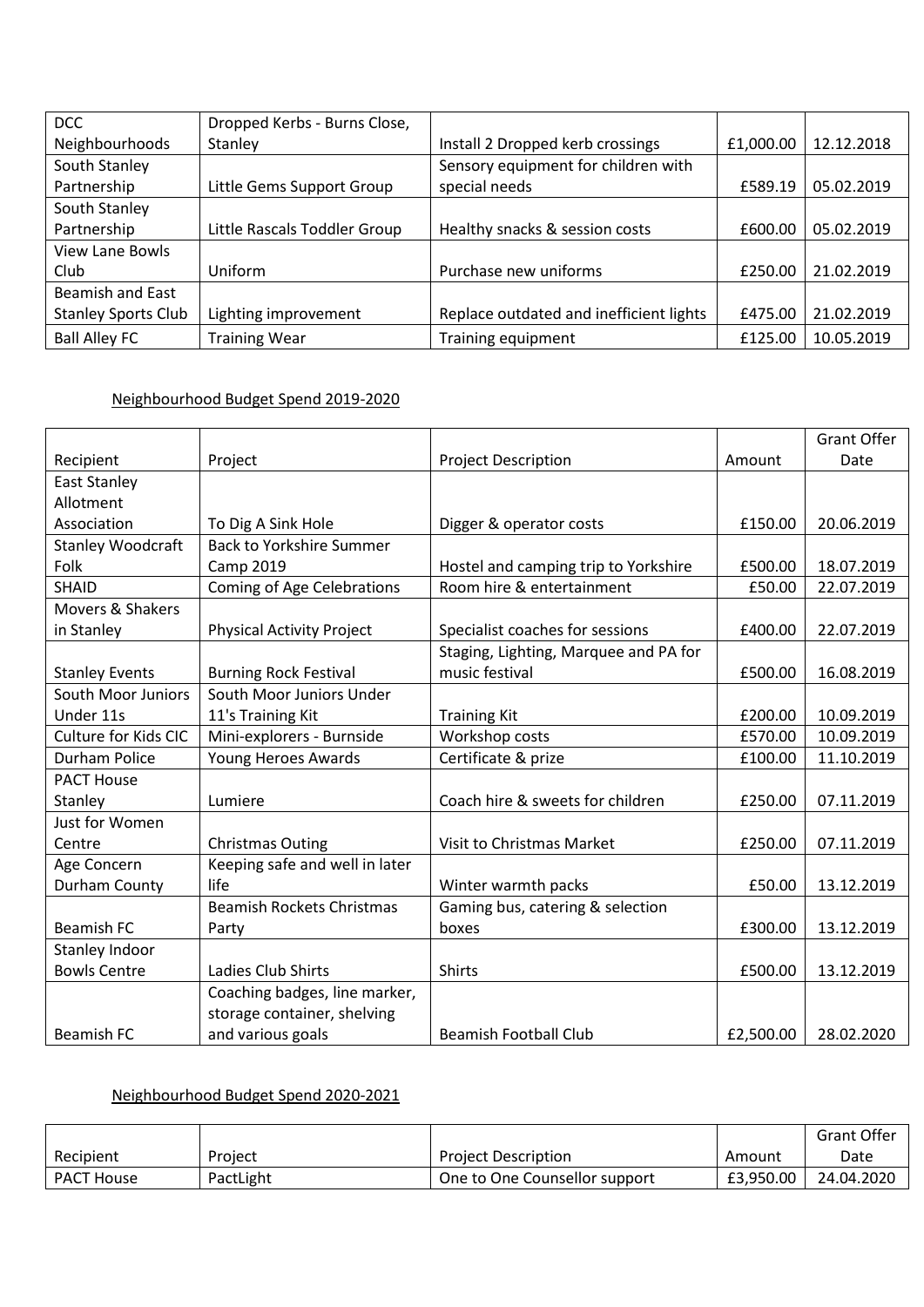| DCC Neighbourhoods | Dropped Kerbs - Burns Close, Stanley | Install 2 Dropped kerb crossings | £1,000.00 | 12.12.2018 |
|---|---|---|---|---|
| South Stanley Partnership | Little Gems Support Group | Sensory equipment for children with special needs | £589.19 | 05.02.2019 |
| South Stanley Partnership | Little Rascals Toddler Group | Healthy snacks & session costs | £600.00 | 05.02.2019 |
| View Lane Bowls Club | Uniform | Purchase new uniforms | £250.00 | 21.02.2019 |
| Beamish and East Stanley Sports Club | Lighting improvement | Replace outdated and inefficient lights | £475.00 | 21.02.2019 |
| Ball Alley FC | Training Wear | Training equipment | £125.00 | 10.05.2019 |

Neighbourhood Budget Spend 2019-2020

| Recipient | Project | Project Description | Amount | Grant Offer Date |
|---|---|---|---|---|
| East Stanley Allotment Association | To Dig A Sink Hole | Digger & operator costs | £150.00 | 20.06.2019 |
| Stanley Woodcraft Folk | Back to Yorkshire Summer Camp 2019 | Hostel and camping trip to Yorkshire | £500.00 | 18.07.2019 |
| SHAID | Coming of Age Celebrations | Room hire & entertainment | £50.00 | 22.07.2019 |
| Movers & Shakers in Stanley | Physical Activity Project | Specialist coaches for sessions | £400.00 | 22.07.2019 |
| Stanley Events | Burning Rock Festival | Staging, Lighting, Marquee and PA for music festival | £500.00 | 16.08.2019 |
| South Moor Juniors Under 11s | South Moor Juniors Under 11's Training Kit | Training Kit | £200.00 | 10.09.2019 |
| Culture for Kids CIC | Mini-explorers - Burnside | Workshop costs | £570.00 | 10.09.2019 |
| Durham Police | Young Heroes Awards | Certificate & prize | £100.00 | 11.10.2019 |
| PACT House Stanley | Lumiere | Coach hire & sweets for children | £250.00 | 07.11.2019 |
| Just for Women Centre | Christmas Outing | Visit to Christmas Market | £250.00 | 07.11.2019 |
| Age Concern Durham County | Keeping safe and well in later life | Winter warmth packs | £50.00 | 13.12.2019 |
| Beamish FC | Beamish Rockets Christmas Party | Gaming bus, catering & selection boxes | £300.00 | 13.12.2019 |
| Stanley Indoor Bowls Centre | Ladies Club Shirts | Shirts | £500.00 | 13.12.2019 |
| Beamish FC | Coaching badges, line marker, storage container, shelving and various goals | Beamish Football Club | £2,500.00 | 28.02.2020 |

Neighbourhood Budget Spend 2020-2021

| Recipient | Project | Project Description | Amount | Grant Offer Date |
|---|---|---|---|---|
| PACT House | PactLight | One to One Counsellor support | £3,950.00 | 24.04.2020 |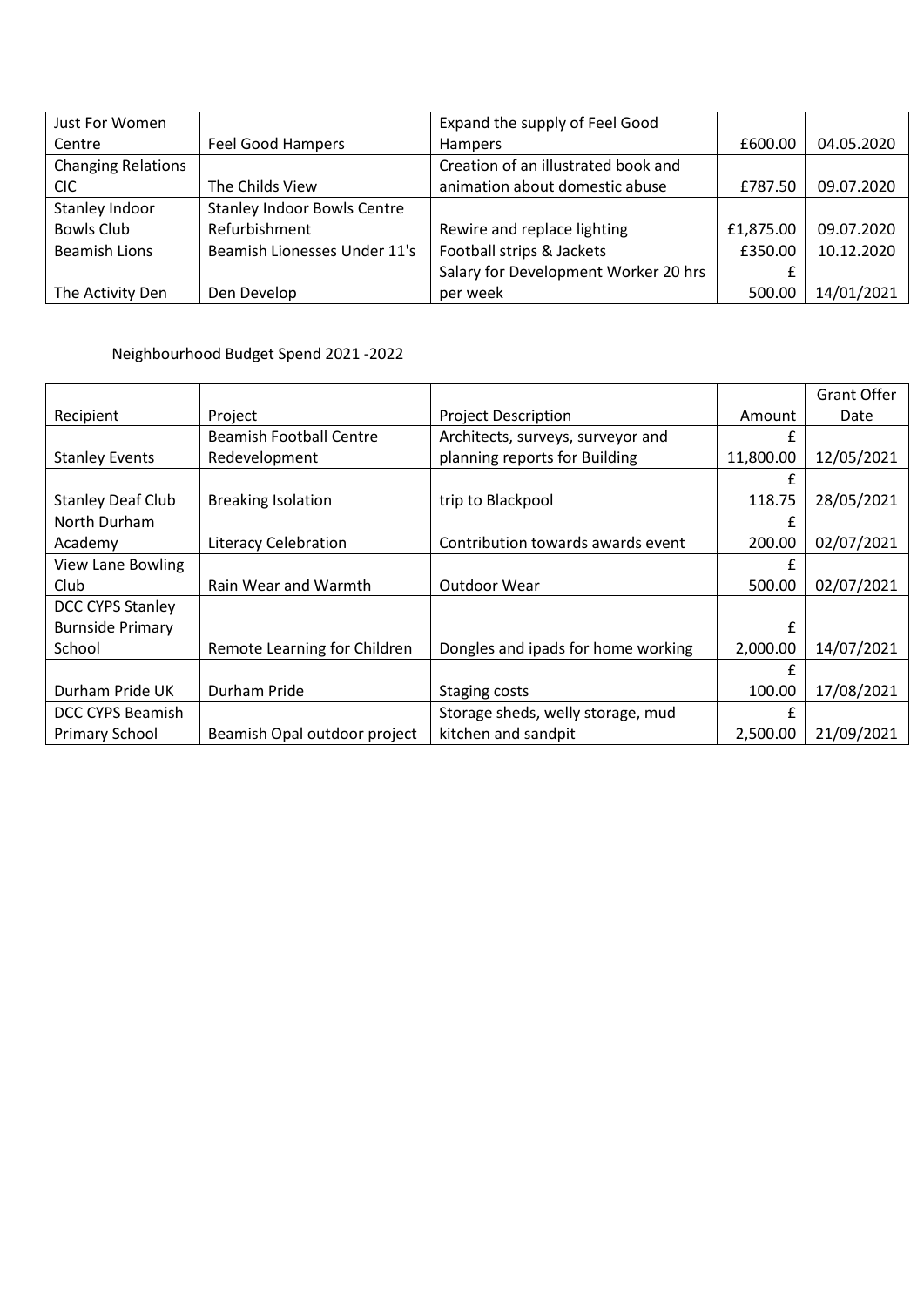| | | | | |
|---|---|---|---|---|
| Just For Women Centre | Feel Good Hampers | Expand the supply of Feel Good Hampers | £600.00 | 04.05.2020 |
| Changing Relations CIC | The Childs View | Creation of an illustrated book and animation about domestic abuse | £787.50 | 09.07.2020 |
| Stanley Indoor Bowls Club | Stanley Indoor Bowls Centre Refurbishment | Rewire and replace lighting | £1,875.00 | 09.07.2020 |
| Beamish Lions | Beamish Lionesses Under 11's | Football strips & Jackets | £350.00 | 10.12.2020 |
| The Activity Den | Den Develop | Salary for Development Worker 20 hrs per week | £ 500.00 | 14/01/2021 |

Neighbourhood Budget Spend 2021 -2022

| Recipient | Project | Project Description | Amount | Grant Offer Date |
|---|---|---|---|---|
| Stanley Events | Beamish Football Centre Redevelopment | Architects, surveys, surveyor and planning reports for Building | £ 11,800.00 | 12/05/2021 |
| Stanley Deaf Club | Breaking Isolation | trip to Blackpool | £ 118.75 | 28/05/2021 |
| North Durham Academy | Literacy Celebration | Contribution towards awards event | £ 200.00 | 02/07/2021 |
| View Lane Bowling Club | Rain Wear and Warmth | Outdoor Wear | £ 500.00 | 02/07/2021 |
| DCC CYPS Stanley Burnside Primary School | Remote Learning for Children | Dongles and ipads for home working | £ 2,000.00 | 14/07/2021 |
| Durham Pride UK | Durham Pride | Staging costs | £ 100.00 | 17/08/2021 |
| DCC CYPS Beamish Primary School | Beamish Opal outdoor project | Storage sheds, welly storage, mud kitchen and sandpit | £ 2,500.00 | 21/09/2021 |